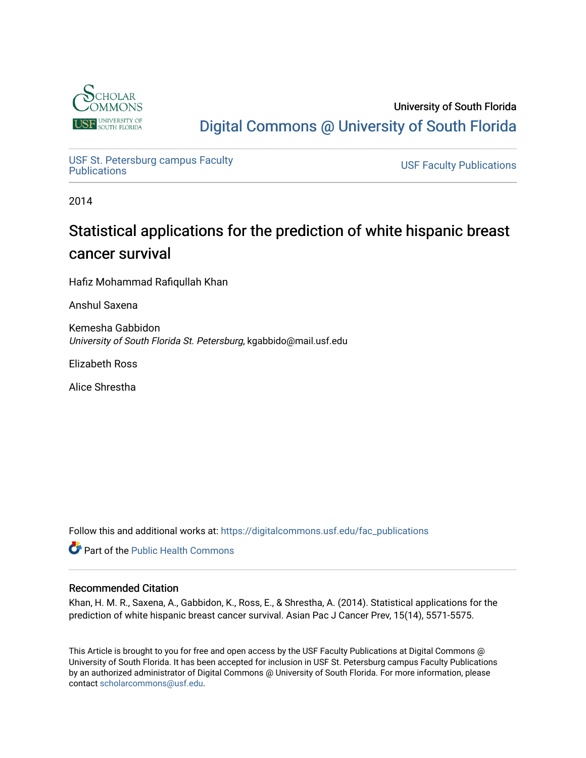University of South Florida

Digital Commons @ University of South Florida

USF St. Petersburg campus Faculty Publications

USF Faculty Publications

2014

# Statistical applications for the prediction of white hispanic breast cancer survival

Hafiz Mohammad Rafiqullah Khan

Anshul Saxena

Kemesha Gabbidon
*University of South Florida St. Petersburg*, kgabbido@mail.usf.edu

Elizabeth Ross

Alice Shrestha

Follow this and additional works at: https://digitalcommons.usf.edu/fac_publications

Part of the Public Health Commons

## Recommended Citation

Khan, H. M. R., Saxena, A., Gabbidon, K., Ross, E., & Shrestha, A. (2014). Statistical applications for the prediction of white hispanic breast cancer survival. Asian Pac J Cancer Prev, 15(14), 5571-5575.

This Article is brought to you for free and open access by the USF Faculty Publications at Digital Commons @ University of South Florida. It has been accepted for inclusion in USF St. Petersburg campus Faculty Publications by an authorized administrator of Digital Commons @ University of South Florida. For more information, please contact scholarcommons@usf.edu.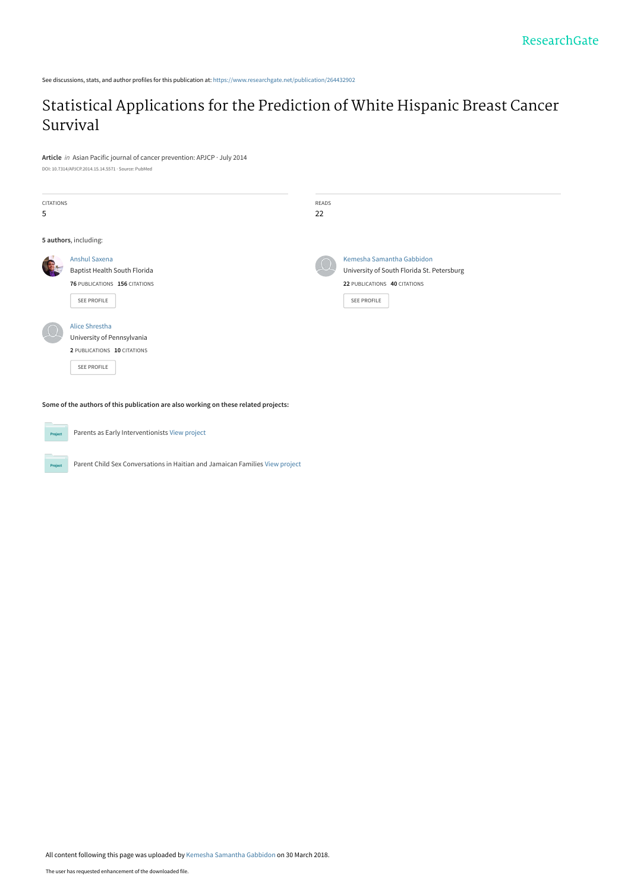See discussions, stats, and author profiles for this publication at: https://www.researchgate.net/publication/264432902

# Statistical Applications for the Prediction of White Hispanic Breast Cancer Survival

**Article** *in* Asian Pacific journal of cancer prevention: APJCP · July 2014

DOI: 10.7314/APJCP.2014.15.14.5571 · Source: PubMed

CITATIONS
5

READS
22

**5 authors**, including:

Anshul Saxena
Baptist Health South Florida
**76** PUBLICATIONS **156** CITATIONS

SEE PROFILE

Kemesha Samantha Gabbidon
University of South Florida St. Petersburg
**22** PUBLICATIONS **40** CITATIONS

SEE PROFILE

Alice Shrestha
University of Pennsylvania
**2** PUBLICATIONS **10** CITATIONS

SEE PROFILE

**Some of the authors of this publication are also working on these related projects:**

Parents as Early Interventionists View project

Parent Child Sex Conversations in Haitian and Jamaican Families View project

All content following this page was uploaded by Kemesha Samantha Gabbidon on 30 March 2018.

The user has requested enhancement of the downloaded file.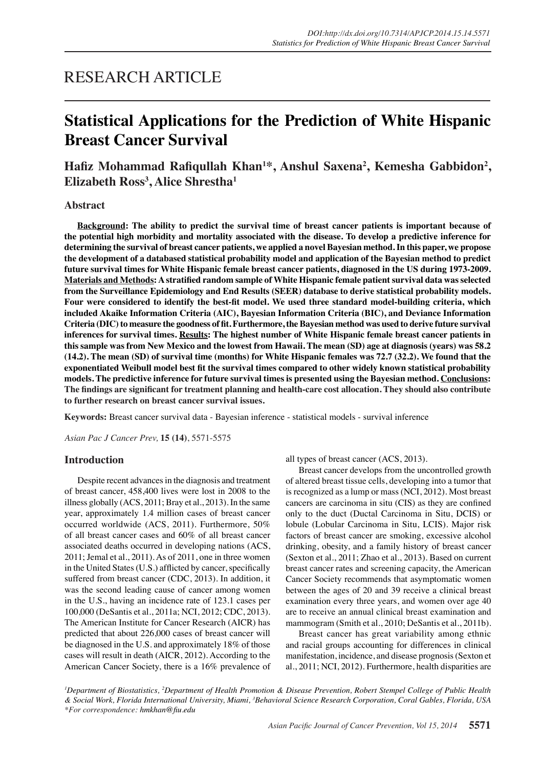# RESEARCH ARTICLE

# Statistical Applications for the Prediction of White Hispanic Breast Cancer Survival

**Hafiz Mohammad Rafiqullah Khan[1]\*, Anshul Saxena[2], Kemesha Gabbidon[2], Elizabeth Ross[3], Alice Shrestha[1]**

## Abstract

**Background: The ability to predict the survival time of breast cancer patients is important because of the potential high morbidity and mortality associated with the disease. To develop a predictive inference for determining the survival of breast cancer patients, we applied a novel Bayesian method. In this paper, we propose the development of a databased statistical probability model and application of the Bayesian method to predict future survival times for White Hispanic female breast cancer patients, diagnosed in the US during 1973-2009. Materials and Methods: A stratified random sample of White Hispanic female patient survival data was selected from the Surveillance Epidemiology and End Results (SEER) database to derive statistical probability models. Four were considered to identify the best-fit model. We used three standard model-building criteria, which included Akaike Information Criteria (AIC), Bayesian Information Criteria (BIC), and Deviance Information Criteria (DIC) to measure the goodness of fit. Furthermore, the Bayesian method was used to derive future survival inferences for survival times. Results: The highest number of White Hispanic female breast cancer patients in this sample was from New Mexico and the lowest from Hawaii. The mean (SD) age at diagnosis (years) was 58.2 (14.2). The mean (SD) of survival time (months) for White Hispanic females was 72.7 (32.2). We found that the exponentiated Weibull model best fit the survival times compared to other widely known statistical probability models. The predictive inference for future survival times is presented using the Bayesian method. Conclusions: The findings are significant for treatment planning and health-care cost allocation. They should also contribute to further research on breast cancer survival issues.**

**Keywords:** Breast cancer survival data - Bayesian inference - statistical models - survival inference

*Asian Pac J Cancer Prev,* **15 (14)**, 5571-5575

## Introduction

Despite recent advances in the diagnosis and treatment of breast cancer, 458,400 lives were lost in 2008 to the illness globally (ACS, 2011; Bray et al., 2013). In the same year, approximately 1.4 million cases of breast cancer occurred worldwide (ACS, 2011). Furthermore, 50% of all breast cancer cases and 60% of all breast cancer associated deaths occurred in developing nations (ACS, 2011; Jemal et al., 2011). As of 2011, one in three women in the United States (U.S.) afflicted by cancer, specifically suffered from breast cancer (CDC, 2013). In addition, it was the second leading cause of cancer among women in the U.S., having an incidence rate of 123.1 cases per 100,000 (DeSantis et al., 2011a; NCI, 2012; CDC, 2013). The American Institute for Cancer Research (AICR) has predicted that about 226,000 cases of breast cancer will be diagnosed in the U.S. and approximately 18% of those cases will result in death (AICR, 2012). According to the American Cancer Society, there is a 16% prevalence of all types of breast cancer (ACS, 2013).

Breast cancer develops from the uncontrolled growth of altered breast tissue cells, developing into a tumor that is recognized as a lump or mass (NCI, 2012). Most breast cancers are carcinoma in situ (CIS) as they are confined only to the duct (Ductal Carcinoma in Situ, DCIS) or lobule (Lobular Carcinoma in Situ, LCIS). Major risk factors of breast cancer are smoking, excessive alcohol drinking, obesity, and a family history of breast cancer (Sexton et al., 2011; Zhao et al., 2013). Based on current breast cancer rates and screening capacity, the American Cancer Society recommends that asymptomatic women between the ages of 20 and 39 receive a clinical breast examination every three years, and women over age 40 are to receive an annual clinical breast examination and mammogram (Smith et al., 2010; DeSantis et al., 2011b).

Breast cancer has great variability among ethnic and racial groups accounting for differences in clinical manifestation, incidence, and disease prognosis (Sexton et al., 2011; NCI, 2012). Furthermore, health disparities are

[1]Department of Biostatistics, [2]Department of Health Promotion & Disease Prevention, Robert Stempel College of Public Health & Social Work, Florida International University, Miami, [3]Behavioral Science Research Corporation, Coral Gables, Florida, USA \*For correspondence: hmkhan@fiu.edu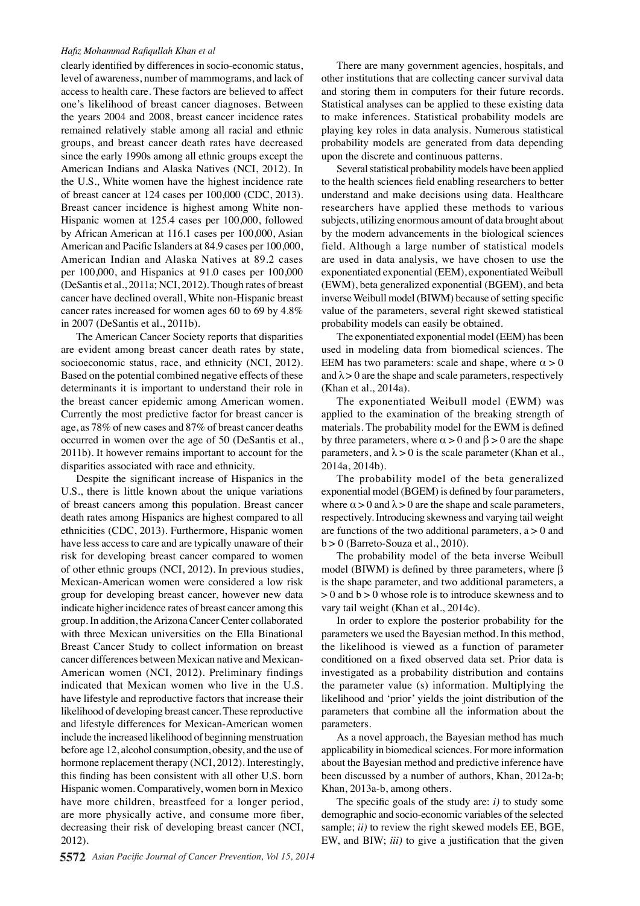clearly identified by differences in socio-economic status, level of awareness, number of mammograms, and lack of access to health care. These factors are believed to affect one's likelihood of breast cancer diagnoses. Between the years 2004 and 2008, breast cancer incidence rates remained relatively stable among all racial and ethnic groups, and breast cancer death rates have decreased since the early 1990s among all ethnic groups except the American Indians and Alaska Natives (NCI, 2012). In the U.S., White women have the highest incidence rate of breast cancer at 124 cases per 100,000 (CDC, 2013). Breast cancer incidence is highest among White non-Hispanic women at 125.4 cases per 100,000, followed by African American at 116.1 cases per 100,000, Asian American and Pacific Islanders at 84.9 cases per 100,000, American Indian and Alaska Natives at 89.2 cases per 100,000, and Hispanics at 91.0 cases per 100,000 (DeSantis et al., 2011a; NCI, 2012). Though rates of breast cancer have declined overall, White non-Hispanic breast cancer rates increased for women ages 60 to 69 by 4.8% in 2007 (DeSantis et al., 2011b).

The American Cancer Society reports that disparities are evident among breast cancer death rates by state, socioeconomic status, race, and ethnicity (NCI, 2012). Based on the potential combined negative effects of these determinants it is important to understand their role in the breast cancer epidemic among American women. Currently the most predictive factor for breast cancer is age, as 78% of new cases and 87% of breast cancer deaths occurred in women over the age of 50 (DeSantis et al., 2011b). It however remains important to account for the disparities associated with race and ethnicity.

Despite the significant increase of Hispanics in the U.S., there is little known about the unique variations of breast cancers among this population. Breast cancer death rates among Hispanics are highest compared to all ethnicities (CDC, 2013). Furthermore, Hispanic women have less access to care and are typically unaware of their risk for developing breast cancer compared to women of other ethnic groups (NCI, 2012). In previous studies, Mexican-American women were considered a low risk group for developing breast cancer, however new data indicate higher incidence rates of breast cancer among this group. In addition, the Arizona Cancer Center collaborated with three Mexican universities on the Ella Binational Breast Cancer Study to collect information on breast cancer differences between Mexican native and Mexican-American women (NCI, 2012). Preliminary findings indicated that Mexican women who live in the U.S. have lifestyle and reproductive factors that increase their likelihood of developing breast cancer. These reproductive and lifestyle differences for Mexican-American women include the increased likelihood of beginning menstruation before age 12, alcohol consumption, obesity, and the use of hormone replacement therapy (NCI, 2012). Interestingly, this finding has been consistent with all other U.S. born Hispanic women. Comparatively, women born in Mexico have more children, breastfeed for a longer period, are more physically active, and consume more fiber, decreasing their risk of developing breast cancer (NCI, 2012).

There are many government agencies, hospitals, and other institutions that are collecting cancer survival data and storing them in computers for their future records. Statistical analyses can be applied to these existing data to make inferences. Statistical probability models are playing key roles in data analysis. Numerous statistical probability models are generated from data depending upon the discrete and continuous patterns.

Several statistical probability models have been applied to the health sciences field enabling researchers to better understand and make decisions using data. Healthcare researchers have applied these methods to various subjects, utilizing enormous amount of data brought about by the modern advancements in the biological sciences field. Although a large number of statistical models are used in data analysis, we have chosen to use the exponentiated exponential (EEM), exponentiated Weibull (EWM), beta generalized exponential (BGEM), and beta inverse Weibull model (BIWM) because of setting specific value of the parameters, several right skewed statistical probability models can easily be obtained.

The exponentiated exponential model (EEM) has been used in modeling data from biomedical sciences. The EEM has two parameters: scale and shape, where $\alpha > 0$ and $\lambda > 0$ are the shape and scale parameters, respectively (Khan et al., 2014a).

The exponentiated Weibull model (EWM) was applied to the examination of the breaking strength of materials. The probability model for the EWM is defined by three parameters, where $\alpha > 0$ and $\beta > 0$ are the shape parameters, and $\lambda > 0$ is the scale parameter (Khan et al., 2014a, 2014b).

The probability model of the beta generalized exponential model (BGEM) is defined by four parameters, where $\alpha > 0$ and $\lambda > 0$ are the shape and scale parameters, respectively. Introducing skewness and varying tail weight are functions of the two additional parameters, $a > 0$ and $b > 0$ (Barreto-Souza et al., 2010).

The probability model of the beta inverse Weibull model (BIWM) is defined by three parameters, where $\beta$ is the shape parameter, and two additional parameters, $a > 0$ and $b > 0$ whose role is to introduce skewness and to vary tail weight (Khan et al., 2014c).

In order to explore the posterior probability for the parameters we used the Bayesian method. In this method, the likelihood is viewed as a function of parameter conditioned on a fixed observed data set. Prior data is investigated as a probability distribution and contains the parameter value (s) information. Multiplying the likelihood and 'prior' yields the joint distribution of the parameters that combine all the information about the parameters.

As a novel approach, the Bayesian method has much applicability in biomedical sciences. For more information about the Bayesian method and predictive inference have been discussed by a number of authors, Khan, 2012a-b; Khan, 2013a-b, among others.

The specific goals of the study are: *i)* to study some demographic and socio-economic variables of the selected sample; *ii)* to review the right skewed models EE, BGE, EW, and BIW; *iii)* to give a justification that the given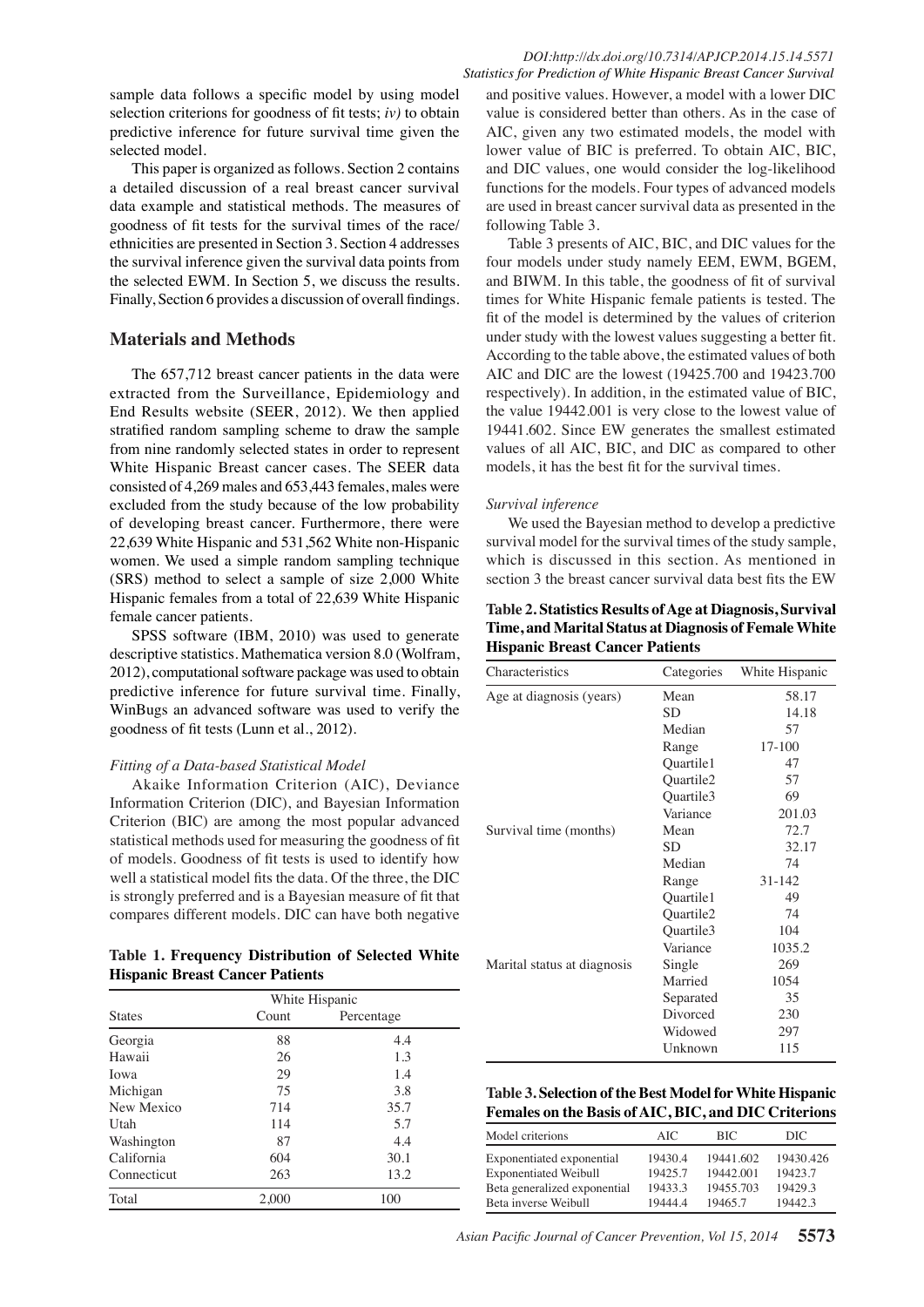sample data follows a specific model by using model selection criterions for goodness of fit tests; *iv)* to obtain predictive inference for future survival time given the selected model.

This paper is organized as follows. Section 2 contains a detailed discussion of a real breast cancer survival data example and statistical methods. The measures of goodness of fit tests for the survival times of the race/ethnicities are presented in Section 3. Section 4 addresses the survival inference given the survival data points from the selected EWM. In Section 5, we discuss the results. Finally, Section 6 provides a discussion of overall findings.

## Materials and Methods

The 657,712 breast cancer patients in the data were extracted from the Surveillance, Epidemiology and End Results website (SEER, 2012). We then applied stratified random sampling scheme to draw the sample from nine randomly selected states in order to represent White Hispanic Breast cancer cases. The SEER data consisted of 4,269 males and 653,443 females, males were excluded from the study because of the low probability of developing breast cancer. Furthermore, there were 22,639 White Hispanic and 531,562 White non-Hispanic women. We used a simple random sampling technique (SRS) method to select a sample of size 2,000 White Hispanic females from a total of 22,639 White Hispanic female cancer patients.

SPSS software (IBM, 2010) was used to generate descriptive statistics. Mathematica version 8.0 (Wolfram, 2012), computational software package was used to obtain predictive inference for future survival time. Finally, WinBugs an advanced software was used to verify the goodness of fit tests (Lunn et al., 2012).

### *Fitting of a Data-based Statistical Model*

Akaike Information Criterion (AIC), Deviance Information Criterion (DIC), and Bayesian Information Criterion (BIC) are among the most popular advanced statistical methods used for measuring the goodness of fit of models. Goodness of fit tests is used to identify how well a statistical model fits the data. Of the three, the DIC is strongly preferred and is a Bayesian measure of fit that compares different models. DIC can have both negative and positive values. However, a model with a lower DIC value is considered better than others. As in the case of AIC, given any two estimated models, the model with lower value of BIC is preferred. To obtain AIC, BIC, and DIC values, one would consider the log-likelihood functions for the models. Four types of advanced models are used in breast cancer survival data as presented in the following Table 3.

**Table 1. Frequency Distribution of Selected White Hispanic Breast Cancer Patients**

| States | White Hispanic | |
|---|---|---|
| | Count | Percentage |
| Georgia | 88 | 4.4 |
| Hawaii | 26 | 1.3 |
| Iowa | 29 | 1.4 |
| Michigan | 75 | 3.8 |
| New Mexico | 714 | 35.7 |
| Utah | 114 | 5.7 |
| Washington | 87 | 4.4 |
| California | 604 | 30.1 |
| Connecticut | 263 | 13.2 |
| Total | 2,000 | 100 |

Table 3 presents of AIC, BIC, and DIC values for the four models under study namely EEM, EWM, BGEM, and BIWM. In this table, the goodness of fit of survival times for White Hispanic female patients is tested. The fit of the model is determined by the values of criterion under study with the lowest values suggesting a better fit. According to the table above, the estimated values of both AIC and DIC are the lowest (19425.700 and 19423.700 respectively). In addition, in the estimated value of BIC, the value 19442.001 is very close to the lowest value of 19441.602. Since EW generates the smallest estimated values of all AIC, BIC, and DIC as compared to other models, it has the best fit for the survival times.

### *Survival inference*

We used the Bayesian method to develop a predictive survival model for the survival times of the study sample, which is discussed in this section. As mentioned in section 3 the breast cancer survival data best fits the EW

**Table 2. Statistics Results of Age at Diagnosis, Survival Time, and Marital Status at Diagnosis of Female White Hispanic Breast Cancer Patients**

| Characteristics | Categories | White Hispanic |
|---|---|---|
| Age at diagnosis (years) | Mean | 58.17 |
| | SD | 14.18 |
| | Median | 57 |
| | Range | 17-100 |
| | Quartile1 | 47 |
| | Quartile2 | 57 |
| | Quartile3 | 69 |
| | Variance | 201.03 |
| Survival time (months) | Mean | 72.7 |
| | SD | 32.17 |
| | Median | 74 |
| | Range | 31-142 |
| | Quartile1 | 49 |
| | Quartile2 | 74 |
| | Quartile3 | 104 |
| | Variance | 1035.2 |
| Marital status at diagnosis | Single | 269 |
| | Married | 1054 |
| | Separated | 35 |
| | Divorced | 230 |
| | Widowed | 297 |
| | Unknown | 115 |

**Table 3. Selection of the Best Model for White Hispanic Females on the Basis of AIC, BIC, and DIC Criterions**

| Model criterions | AIC | BIC | DIC |
|---|---|---|---|
| Exponentiated exponential | 19430.4 | 19441.602 | 19430.426 |
| Exponentiated Weibull | 19425.7 | 19442.001 | 19423.7 |
| Beta generalized exponential | 19433.3 | 19455.703 | 19429.3 |
| Beta inverse Weibull | 19444.4 | 19465.7 | 19442.3 |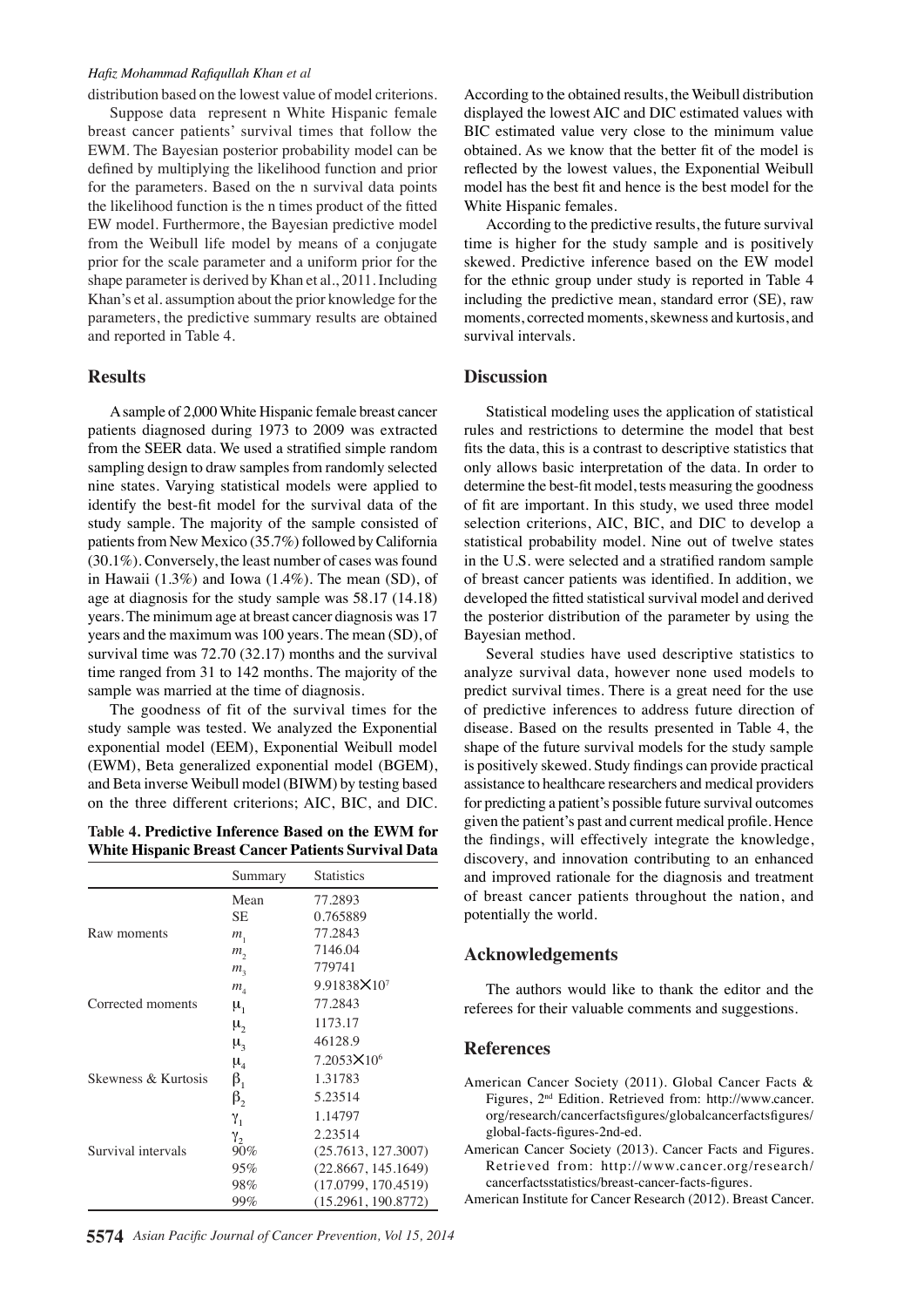distribution based on the lowest value of model criterions.

Suppose data represent n White Hispanic female breast cancer patients' survival times that follow the EWM. The Bayesian posterior probability model can be defined by multiplying the likelihood function and prior for the parameters. Based on the n survival data points the likelihood function is the n times product of the fitted EW model. Furthermore, the Bayesian predictive model from the Weibull life model by means of a conjugate prior for the scale parameter and a uniform prior for the shape parameter is derived by Khan et al., 2011. Including Khan's et al. assumption about the prior knowledge for the parameters, the predictive summary results are obtained and reported in Table 4.

## Results

A sample of 2,000 White Hispanic female breast cancer patients diagnosed during 1973 to 2009 was extracted from the SEER data. We used a stratified simple random sampling design to draw samples from randomly selected nine states. Varying statistical models were applied to identify the best-fit model for the survival data of the study sample. The majority of the sample consisted of patients from New Mexico (35.7%) followed by California (30.1%). Conversely, the least number of cases was found in Hawaii (1.3%) and Iowa (1.4%). The mean (SD), of age at diagnosis for the study sample was 58.17 (14.18) years. The minimum age at breast cancer diagnosis was 17 years and the maximum was 100 years. The mean (SD), of survival time was 72.70 (32.17) months and the survival time ranged from 31 to 142 months. The majority of the sample was married at the time of diagnosis.

The goodness of fit of the survival times for the study sample was tested. We analyzed the Exponential exponential model (EEM), Exponential Weibull model (EWM), Beta generalized exponential model (BGEM), and Beta inverse Weibull model (BIWM) by testing based on the three different criterions; AIC, BIC, and DIC.

**Table 4. Predictive Inference Based on the EWM for White Hispanic Breast Cancer Patients Survival Data**

| | Summary | Statistics |
|---|---|---|
| | Mean | 77.2893 |
| | SE | 0.765889 |
| Raw moments | $m_1$ | 77.2843 |
| | $m_2$ | 7146.04 |
| | $m_3$ | 779741 |
| | $m_4$ | $9.91838 \times 10^7$ |
| Corrected moments | $\mu_1$ | 77.2843 |
| | $\mu_2$ | 1173.17 |
| | $\mu_3$ | 46128.9 |
| | $\mu_4$ | $7.2053 \times 10^6$ |
| Skewness & Kurtosis | $\beta_1$ | 1.31783 |
| | $\beta_2$ | 5.23514 |
| | $\gamma_1$ | 1.14797 |
| | $\gamma_2$ | 2.23514 |
| Survival intervals | 90% | (25.7613, 127.3007) |
| | 95% | (22.8667, 145.1649) |
| | 98% | (17.0799, 170.4519) |
| | 99% | (15.2961, 190.8772) |

According to the obtained results, the Weibull distribution displayed the lowest AIC and DIC estimated values with BIC estimated value very close to the minimum value obtained. As we know that the better fit of the model is reflected by the lowest values, the Exponential Weibull model has the best fit and hence is the best model for the White Hispanic females.

According to the predictive results, the future survival time is higher for the study sample and is positively skewed. Predictive inference based on the EW model for the ethnic group under study is reported in Table 4 including the predictive mean, standard error (SE), raw moments, corrected moments, skewness and kurtosis, and survival intervals.

## Discussion

Statistical modeling uses the application of statistical rules and restrictions to determine the model that best fits the data, this is a contrast to descriptive statistics that only allows basic interpretation of the data. In order to determine the best-fit model, tests measuring the goodness of fit are important. In this study, we used three model selection criterions, AIC, BIC, and DIC to develop a statistical probability model. Nine out of twelve states in the U.S. were selected and a stratified random sample of breast cancer patients was identified. In addition, we developed the fitted statistical survival model and derived the posterior distribution of the parameter by using the Bayesian method.

Several studies have used descriptive statistics to analyze survival data, however none used models to predict survival times. There is a great need for the use of predictive inferences to address future direction of disease. Based on the results presented in Table 4, the shape of the future survival models for the study sample is positively skewed. Study findings can provide practical assistance to healthcare researchers and medical providers for predicting a patient's possible future survival outcomes given the patient's past and current medical profile. Hence the findings, will effectively integrate the knowledge, discovery, and innovation contributing to an enhanced and improved rationale for the diagnosis and treatment of breast cancer patients throughout the nation, and potentially the world.

## Acknowledgements

The authors would like to thank the editor and the referees for their valuable comments and suggestions.

## References

American Cancer Society (2011). Global Cancer Facts & Figures, 2nd Edition. Retrieved from: http://www.cancer.org/research/cancerfactsfigures/globalcancerfactsfigures/global-facts-figures-2nd-ed.

American Cancer Society (2013). Cancer Facts and Figures. Retrieved from: http://www.cancer.org/research/cancerfactsstatistics/breast-cancer-facts-figures.

American Institute for Cancer Research (2012). Breast Cancer.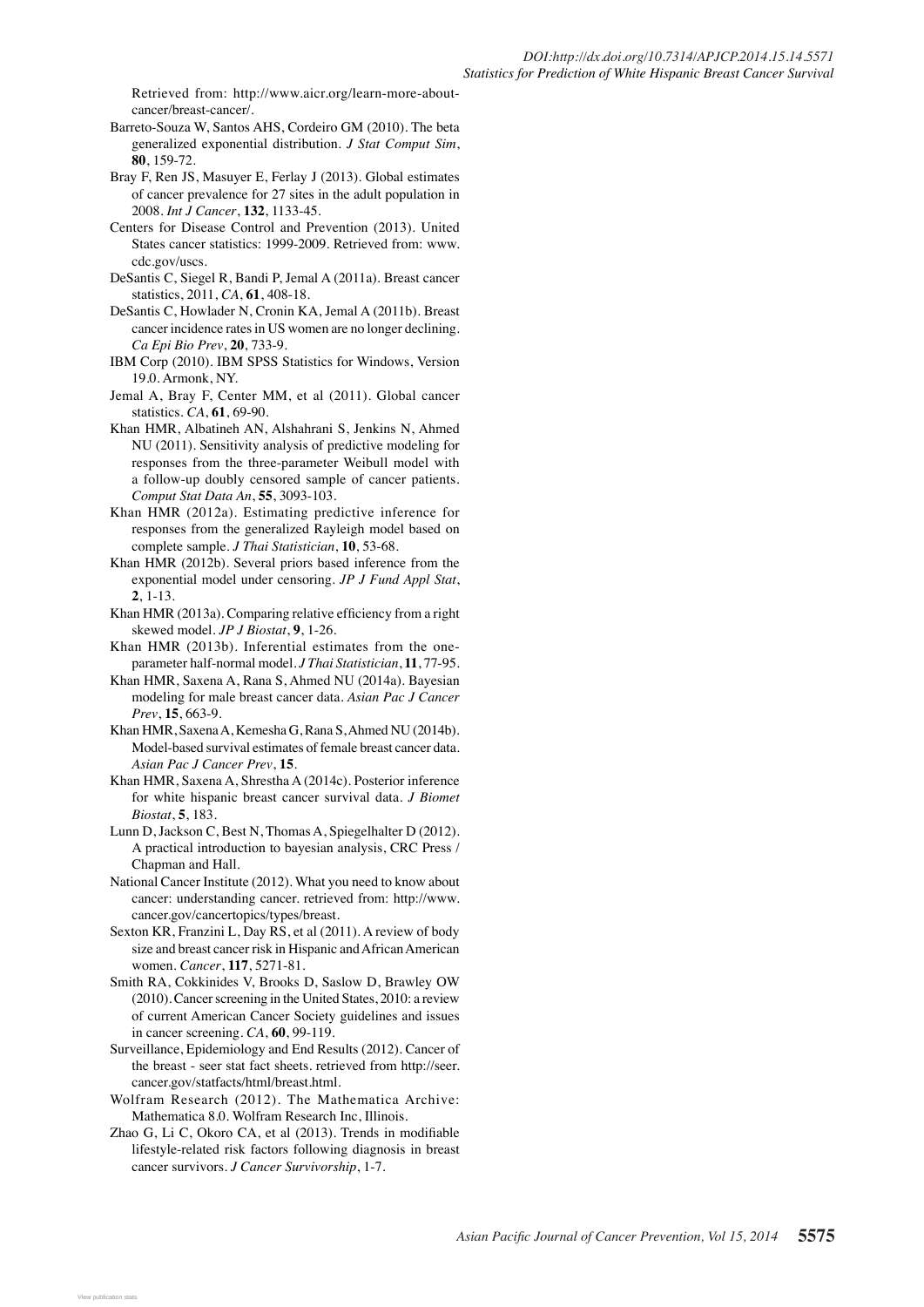Retrieved from: http://www.aicr.org/learn-more-about-cancer/breast-cancer/.

Barreto-Souza W, Santos AHS, Cordeiro GM (2010). The beta generalized exponential distribution. *J Stat Comput Sim*, **80**, 159-72.

Bray F, Ren JS, Masuyer E, Ferlay J (2013). Global estimates of cancer prevalence for 27 sites in the adult population in 2008. *Int J Cancer*, **132**, 1133-45.

Centers for Disease Control and Prevention (2013). United States cancer statistics: 1999-2009. Retrieved from: www.cdc.gov/uscs.

DeSantis C, Siegel R, Bandi P, Jemal A (2011a). Breast cancer statistics, 2011, *CA*, **61**, 408-18.

DeSantis C, Howlader N, Cronin KA, Jemal A (2011b). Breast cancer incidence rates in US women are no longer declining. *Ca Epi Bio Prev*, **20**, 733-9.

IBM Corp (2010). IBM SPSS Statistics for Windows, Version 19.0. Armonk, NY.

Jemal A, Bray F, Center MM, et al (2011). Global cancer statistics. *CA*, **61**, 69-90.

Khan HMR, Albatineh AN, Alshahrani S, Jenkins N, Ahmed NU (2011). Sensitivity analysis of predictive modeling for responses from the three-parameter Weibull model with a follow-up doubly censored sample of cancer patients. *Comput Stat Data An*, **55**, 3093-103.

Khan HMR (2012a). Estimating predictive inference for responses from the generalized Rayleigh model based on complete sample. *J Thai Statistician*, **10**, 53-68.

Khan HMR (2012b). Several priors based inference from the exponential model under censoring. *JP J Fund Appl Stat*, **2**, 1-13.

Khan HMR (2013a). Comparing relative efficiency from a right skewed model. *JP J Biostat*, **9**, 1-26.

Khan HMR (2013b). Inferential estimates from the one-parameter half-normal model. *J Thai Statistician*, **11**, 77-95.

Khan HMR, Saxena A, Rana S, Ahmed NU (2014a). Bayesian modeling for male breast cancer data. *Asian Pac J Cancer Prev*, **15**, 663-9.

Khan HMR, Saxena A, Kemesha G, Rana S, Ahmed NU (2014b). Model-based survival estimates of female breast cancer data. *Asian Pac J Cancer Prev*, **15**.

Khan HMR, Saxena A, Shrestha A (2014c). Posterior inference for white hispanic breast cancer survival data. *J Biomet Biostat*, **5**, 183.

Lunn D, Jackson C, Best N, Thomas A, Spiegelhalter D (2012). A practical introduction to bayesian analysis, CRC Press / Chapman and Hall.

National Cancer Institute (2012). What you need to know about cancer: understanding cancer. retrieved from: http://www.cancer.gov/cancertopics/types/breast.

Sexton KR, Franzini L, Day RS, et al (2011). A review of body size and breast cancer risk in Hispanic and African American women. *Cancer*, **117**, 5271-81.

Smith RA, Cokkinides V, Brooks D, Saslow D, Brawley OW (2010). Cancer screening in the United States, 2010: a review of current American Cancer Society guidelines and issues in cancer screening. *CA*, **60**, 99-119.

Surveillance, Epidemiology and End Results (2012). Cancer of the breast - seer stat fact sheets. retrieved from http://seer.cancer.gov/statfacts/html/breast.html.

Wolfram Research (2012). The Mathematica Archive: Mathematica 8.0. Wolfram Research Inc, Illinois.

Zhao G, Li C, Okoro CA, et al (2013). Trends in modifiable lifestyle-related risk factors following diagnosis in breast cancer survivors. *J Cancer Survivorship*, 1-7.